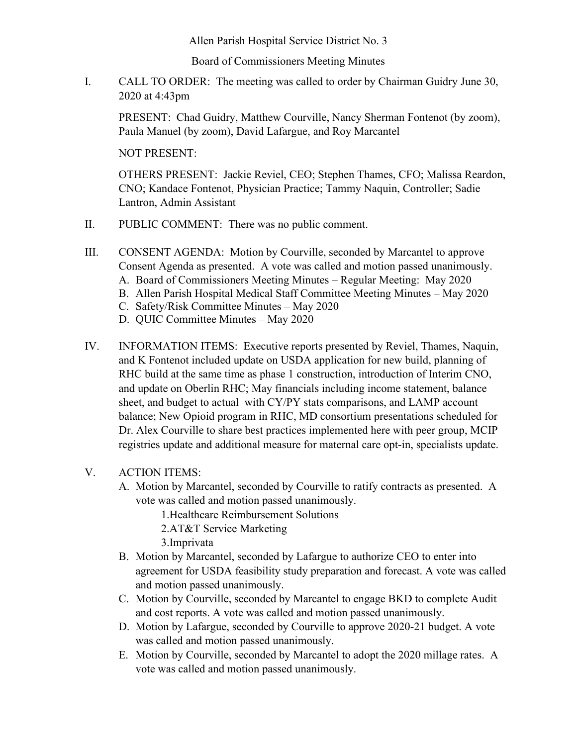Allen Parish Hospital Service District No. 3

Board of Commissioners Meeting Minutes

I. CALL TO ORDER: The meeting was called to order by Chairman Guidry June 30, 2020 at 4:43pm

PRESENT: Chad Guidry, Matthew Courville, Nancy Sherman Fontenot (by zoom), Paula Manuel (by zoom), David Lafargue, and Roy Marcantel

NOT PRESENT:

OTHERS PRESENT: Jackie Reviel, CEO; Stephen Thames, CFO; Malissa Reardon, CNO; Kandace Fontenot, Physician Practice; Tammy Naquin, Controller; Sadie Lantron, Admin Assistant

II. PUBLIC COMMENT: There was no public comment.

III. CONSENT AGENDA: Motion by Courville, seconded by Marcantel to approve Consent Agenda as presented. A vote was called and motion passed unanimously.
   - A. Board of Commissioners Meeting Minutes – Regular Meeting: May 2020
   - B. Allen Parish Hospital Medical Staff Committee Meeting Minutes – May 2020
   - C. Safety/Risk Committee Minutes – May 2020
   - D. QUIC Committee Minutes – May 2020

IV. INFORMATION ITEMS: Executive reports presented by Reviel, Thames, Naquin, and K Fontenot included update on USDA application for new build, planning of RHC build at the same time as phase 1 construction, introduction of Interim CNO, and update on Oberlin RHC; May financials including income statement, balance sheet, and budget to actual with CY/PY stats comparisons, and LAMP account balance; New Opioid program in RHC, MD consortium presentations scheduled for Dr. Alex Courville to share best practices implemented here with peer group, MCIP registries update and additional measure for maternal care opt-in, specialists update.

V. ACTION ITEMS:
   - A. Motion by Marcantel, seconded by Courville to ratify contracts as presented. A vote was called and motion passed unanimously.
     1. Healthcare Reimbursement Solutions
     2. AT&T Service Marketing
     3. Imprivata
   - B. Motion by Marcantel, seconded by Lafargue to authorize CEO to enter into agreement for USDA feasibility study preparation and forecast. A vote was called and motion passed unanimously.
   - C. Motion by Courville, seconded by Marcantel to engage BKD to complete Audit and cost reports. A vote was called and motion passed unanimously.
   - D. Motion by Lafargue, seconded by Courville to approve 2020-21 budget. A vote was called and motion passed unanimously.
   - E. Motion by Courville, seconded by Marcantel to adopt the 2020 millage rates. A vote was called and motion passed unanimously.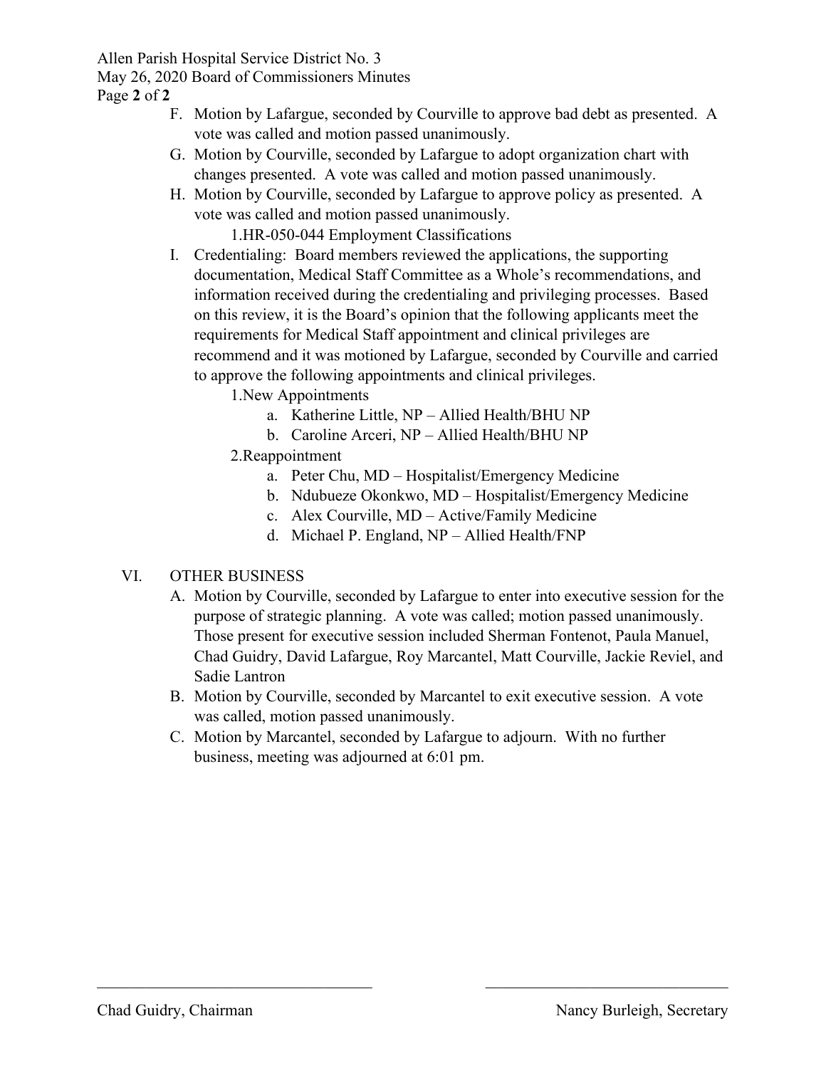F. Motion by Lafargue, seconded by Courville to approve bad debt as presented. A vote was called and motion passed unanimously.

G. Motion by Courville, seconded by Lafargue to adopt organization chart with changes presented. A vote was called and motion passed unanimously.

H. Motion by Courville, seconded by Lafargue to approve policy as presented. A vote was called and motion passed unanimously.

    1. HR-050-044 Employment Classifications

I. Credentialing: Board members reviewed the applications, the supporting documentation, Medical Staff Committee as a Whole's recommendations, and information received during the credentialing and privileging processes. Based on this review, it is the Board's opinion that the following applicants meet the requirements for Medical Staff appointment and clinical privileges are recommend and it was motioned by Lafargue, seconded by Courville and carried to approve the following appointments and clinical privileges.

    1. New Appointments
        a. Katherine Little, NP – Allied Health/BHU NP
        b. Caroline Arceri, NP – Allied Health/BHU NP
    2. Reappointment
        a. Peter Chu, MD – Hospitalist/Emergency Medicine
        b. Ndubueze Okonkwo, MD – Hospitalist/Emergency Medicine
        c. Alex Courville, MD – Active/Family Medicine
        d. Michael P. England, NP – Allied Health/FNP

VI. OTHER BUSINESS

A. Motion by Courville, seconded by Lafargue to enter into executive session for the purpose of strategic planning. A vote was called; motion passed unanimously. Those present for executive session included Sherman Fontenot, Paula Manuel, Chad Guidry, David Lafargue, Roy Marcantel, Matt Courville, Jackie Reviel, and Sadie Lantron

B. Motion by Courville, seconded by Marcantel to exit executive session. A vote was called, motion passed unanimously.

C. Motion by Marcantel, seconded by Lafargue to adjourn. With no further business, meeting was adjourned at 6:01 pm.

\_\_\_\_\_\_\_\_\_\_\_\_\_\_\_\_\_\_\_\_\_\_\_\_\_\_\_\_\_\_\_\_

Chad Guidry, Chairman

\_\_\_\_\_\_\_\_\_\_\_\_\_\_\_\_\_\_\_\_\_\_\_\_\_\_\_\_\_\_\_\_

Nancy Burleigh, Secretary